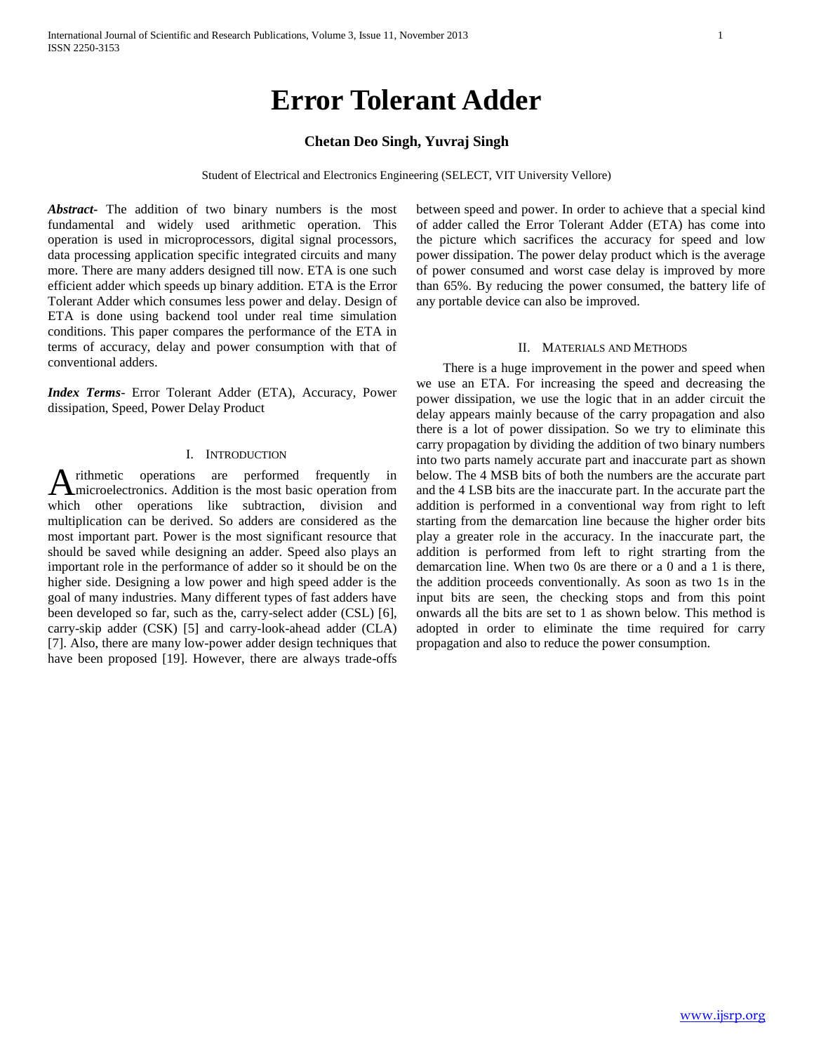# Error Tolerant Adder

**Chetan Deo Singh, Yuvraj Singh**

Student of Electrical and Electronics Engineering (SELECT, VIT University Vellore)

***Abstract*-** The addition of two binary numbers is the most fundamental and widely used arithmetic operation. This operation is used in microprocessors, digital signal processors, data processing application specific integrated circuits and many more. There are many adders designed till now. ETA is one such efficient adder which speeds up binary addition. ETA is the Error Tolerant Adder which consumes less power and delay. Design of ETA is done using backend tool under real time simulation conditions. This paper compares the performance of the ETA in terms of accuracy, delay and power consumption with that of conventional adders.

***Index Terms*-** Error Tolerant Adder (ETA), Accuracy, Power dissipation, Speed, Power Delay Product

## I. Introduction

Arithmetic operations are performed frequently in microelectronics. Addition is the most basic operation from which other operations like subtraction, division and multiplication can be derived. So adders are considered as the most important part. Power is the most significant resource that should be saved while designing an adder. Speed also plays an important role in the performance of adder so it should be on the higher side. Designing a low power and high speed adder is the goal of many industries. Many different types of fast adders have been developed so far, such as the, carry-select adder (CSL) [6], carry-skip adder (CSK) [5] and carry-look-ahead adder (CLA) [7]. Also, there are many low-power adder design techniques that have been proposed [19]. However, there are always trade-offs between speed and power. In order to achieve that a special kind of adder called the Error Tolerant Adder (ETA) has come into the picture which sacrifices the accuracy for speed and low power dissipation. The power delay product which is the average of power consumed and worst case delay is improved by more than 65%. By reducing the power consumed, the battery life of any portable device can also be improved.

## II. Materials and Methods

There is a huge improvement in the power and speed when we use an ETA. For increasing the speed and decreasing the power dissipation, we use the logic that in an adder circuit the delay appears mainly because of the carry propagation and also there is a lot of power dissipation. So we try to eliminate this carry propagation by dividing the addition of two binary numbers into two parts namely accurate part and inaccurate part as shown below. The 4 MSB bits of both the numbers are the accurate part and the 4 LSB bits are the inaccurate part. In the accurate part the addition is performed in a conventional way from right to left starting from the demarcation line because the higher order bits play a greater role in the accuracy. In the inaccurate part, the addition is performed from left to right strarting from the demarcation line. When two 0s are there or a 0 and a 1 is there, the addition proceeds conventionally. As soon as two 1s in the input bits are seen, the checking stops and from this point onwards all the bits are set to 1 as shown below. This method is adopted in order to eliminate the time required for carry propagation and also to reduce the power consumption.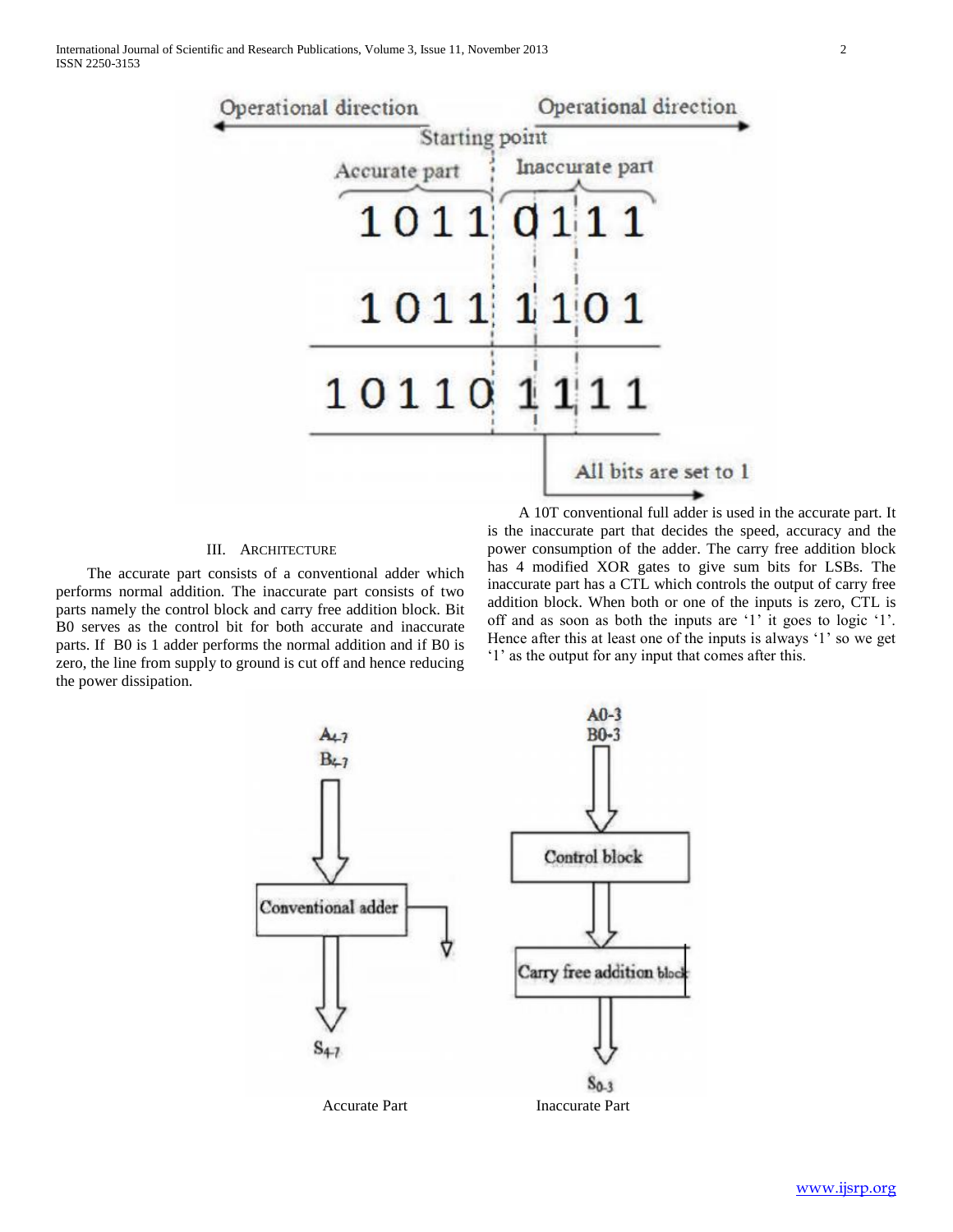## III. Architecture

The accurate part consists of a conventional adder which performs normal addition. The inaccurate part consists of two parts namely the control block and carry free addition block. Bit B0 serves as the control bit for both accurate and inaccurate parts. If B0 is 1 adder performs the normal addition and if B0 is zero, the line from supply to ground is cut off and hence reducing the power dissipation.

A 10T conventional full adder is used in the accurate part. It is the inaccurate part that decides the speed, accuracy and the power consumption of the adder. The carry free addition block has 4 modified XOR gates to give sum bits for LSBs. The inaccurate part has a CTL which controls the output of carry free addition block. When both or one of the inputs is zero, CTL is off and as soon as both the inputs are '1' it goes to logic '1'. Hence after this at least one of the inputs is always '1' so we get '1' as the output for any input that comes after this.

Accurate Part Inaccurate Part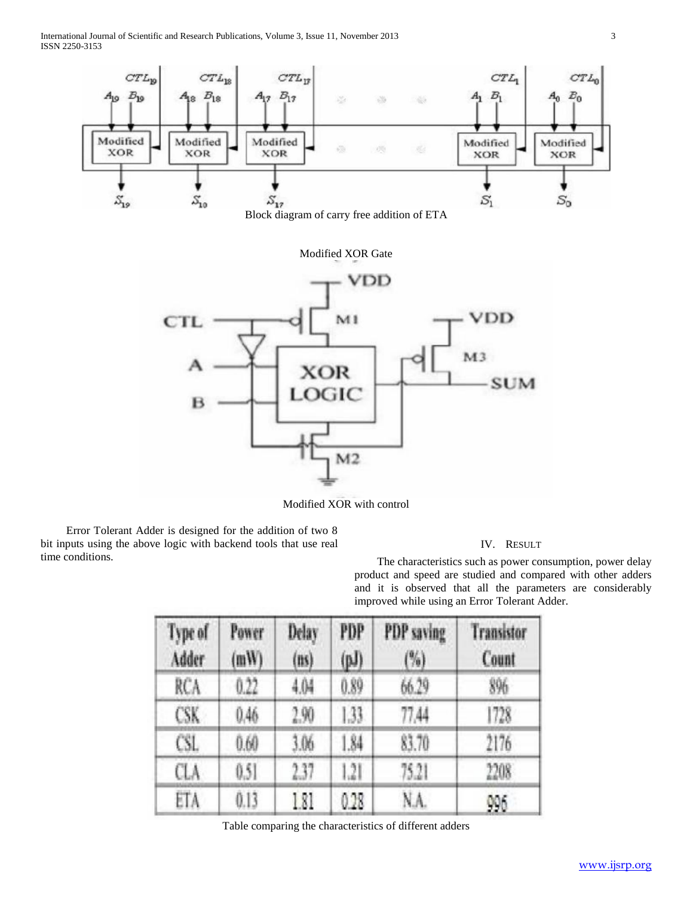Block diagram of carry free addition of ETA

Modified XOR Gate

Modified XOR with control

Error Tolerant Adder is designed for the addition of two 8 bit inputs using the above logic with backend tools that use real time conditions.

## IV. Result

The characteristics such as power consumption, power delay product and speed are studied and compared with other adders and it is observed that all the parameters are considerably improved while using an Error Tolerant Adder.

| Type of Adder | Power (mW) | Delay (ns) | PDP (pJ) | PDP saving (%) | Transistor Count |
|---|---|---|---|---|---|
| RCA | 0.22 | 4.04 | 0.89 | 66.29 | 896 |
| CSK | 0.46 | 2.90 | 1.33 | 77.44 | 1728 |
| CSL | 0.60 | 3.06 | 1.84 | 83.70 | 2176 |
| CLA | 0.51 | 2.37 | 1.21 | 75.21 | 2208 |
| ETA | 0.13 | 1.81 | 0.28 | N.A. | 996 |

Table comparing the characteristics of different adders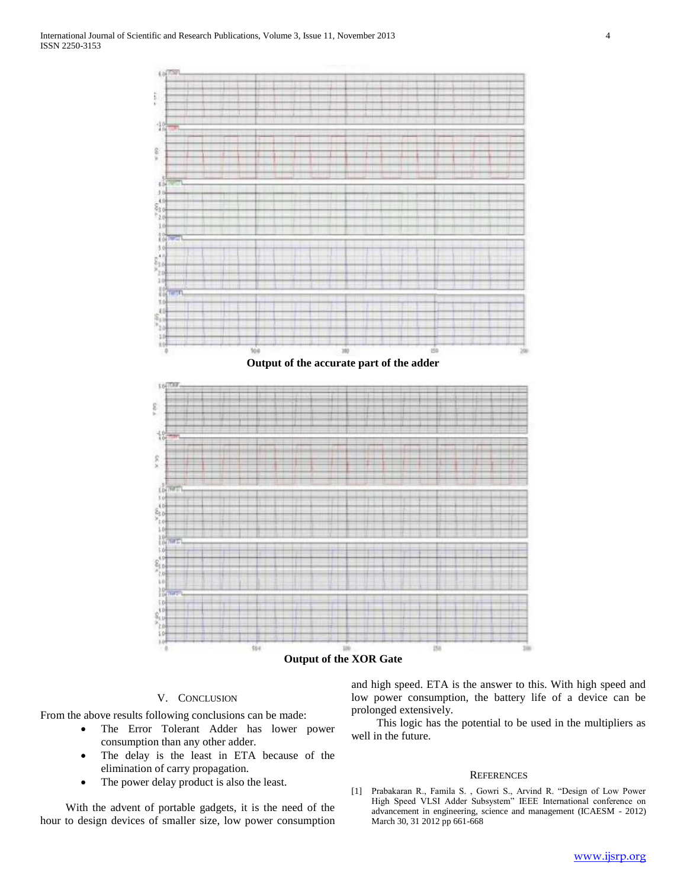Output of the accurate part of the adder

Output of the XOR Gate

## V. Conclusion

From the above results following conclusions can be made:

- The Error Tolerant Adder has lower power consumption than any other adder.
- The delay is the least in ETA because of the elimination of carry propagation.
- The power delay product is also the least.

With the advent of portable gadgets, it is the need of the hour to design devices of smaller size, low power consumption and high speed. ETA is the answer to this. With high speed and low power consumption, the battery life of a device can be prolonged extensively.

This logic has the potential to be used in the multipliers as well in the future.

## References

[1] Prabakaran R., Famila S. , Gowri S., Arvind R. "Design of Low Power High Speed VLSI Adder Subsystem" IEEE International conference on advancement in engineering, science and management (ICAESM - 2012) March 30, 31 2012 pp 661-668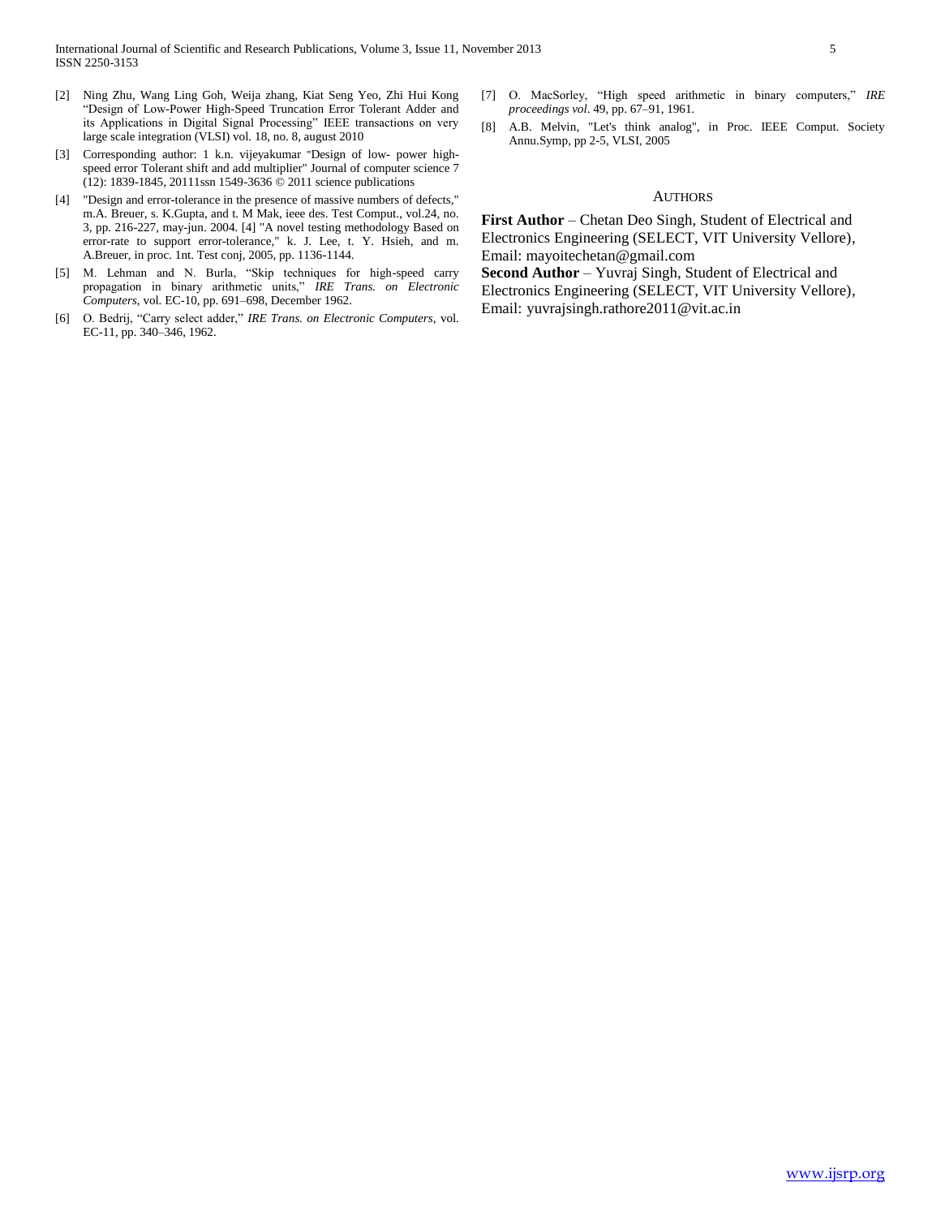[2] Ning Zhu, Wang Ling Goh, Weija zhang, Kiat Seng Yeo, Zhi Hui Kong "Design of Low-Power High-Speed Truncation Error Tolerant Adder and its Applications in Digital Signal Processing" IEEE transactions on very large scale integration (VLSI) vol. 18, no. 8, august 2010

[3] Corresponding author: 1 k.n. vijeyakumar "Design of low- power high-speed error Tolerant shift and add multiplier" Journal of computer science 7 (12): 1839-1845, 20111ssn 1549-3636 © 2011 science publications

[4] "Design and error-tolerance in the presence of massive numbers of defects," m.A. Breuer, s. K.Gupta, and t. M Mak, ieee des. Test Comput., vol.24, no. 3, pp. 216-227, may-jun. 2004. [4] "A novel testing methodology Based on error-rate to support error-tolerance," k. J. Lee, t. Y. Hsieh, and m. A.Breuer, in proc. 1nt. Test conj, 2005, pp. 1136-1144.

[5] M. Lehman and N. Burla, "Skip techniques for high-speed carry propagation in binary arithmetic units," *IRE Trans. on Electronic Computers*, vol. EC-10, pp. 691–698, December 1962.

[6] O. Bedrij, "Carry select adder," *IRE Trans. on Electronic Computers*, vol. EC-11, pp. 340–346, 1962.

[7] O. MacSorley, "High speed arithmetic in binary computers," *IRE proceedings vol*. 49, pp. 67–91, 1961.

[8] A.B. Melvin, "Let's think analog", in Proc. IEEE Comput. Society Annu.Symp, pp 2-5, VLSI, 2005

## AUTHORS

**First Author** – Chetan Deo Singh, Student of Electrical and Electronics Engineering (SELECT, VIT University Vellore), Email: mayoitechetan@gmail.com

**Second Author** – Yuvraj Singh, Student of Electrical and Electronics Engineering (SELECT, VIT University Vellore), Email: yuvrajsingh.rathore2011@vit.ac.in